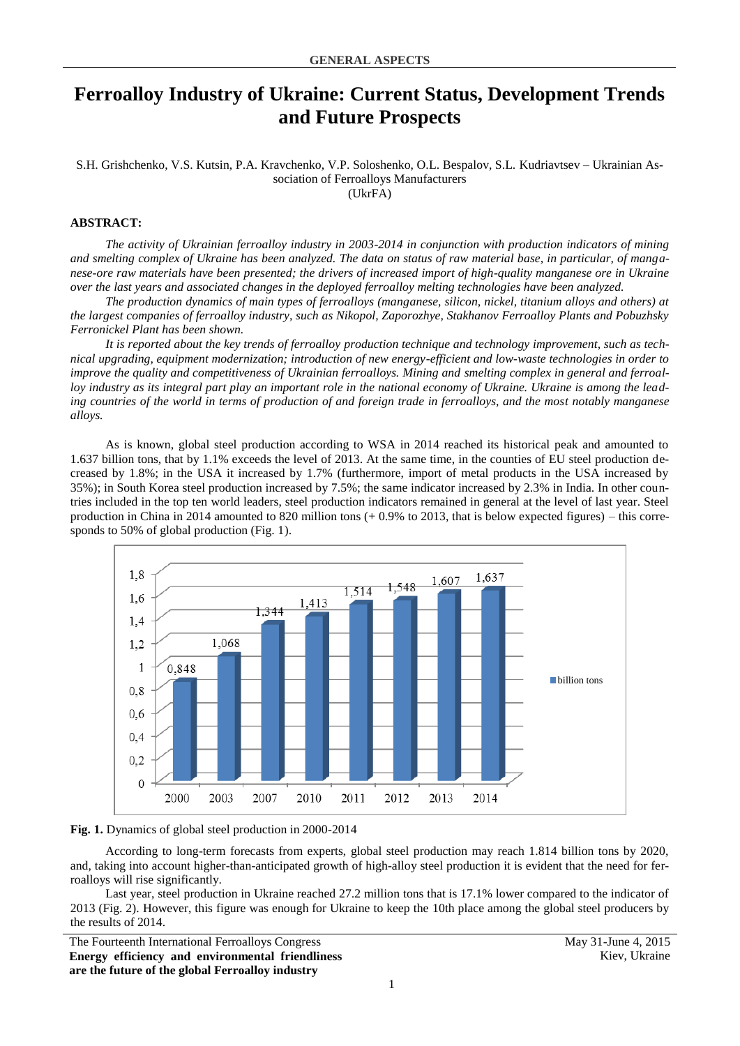# Ferroalloy Industry of Ukraine: Current Status, Development Trends and Future Prospects

S.H. Grishchenko, V.S. Kutsin, P.A. Kravchenko, V.P. Soloshenko, O.L. Bespalov, S.L. Kudriavtsev – Ukrainian Association of Ferroalloys Manufacturers (UkrFA)

**ABSTRACT:**

*The activity of Ukrainian ferroalloy industry in 2003-2014 in conjunction with production indicators of mining and smelting complex of Ukraine has been analyzed. The data on status of raw material base, in particular, of manganese-ore raw materials have been presented; the drivers of increased import of high-quality manganese ore in Ukraine over the last years and associated changes in the deployed ferroalloy melting technologies have been analyzed.*

*The production dynamics of main types of ferroalloys (manganese, silicon, nickel, titanium alloys and others) at the largest companies of ferroalloy industry, such as Nikopol, Zaporozhye, Stakhanov Ferroalloy Plants and Pobuzhsky Ferronickel Plant has been shown.*

*It is reported about the key trends of ferroalloy production technique and technology improvement, such as technical upgrading, equipment modernization; introduction of new energy-efficient and low-waste technologies in order to improve the quality and competitiveness of Ukrainian ferroalloys. Mining and smelting complex in general and ferroalloy industry as its integral part play an important role in the national economy of Ukraine. Ukraine is among the leading countries of the world in terms of production of and foreign trade in ferroalloys, and the most notably manganese alloys.*

As is known, global steel production according to WSA in 2014 reached its historical peak and amounted to 1.637 billion tons, that by 1.1% exceeds the level of 2013. At the same time, in the counties of EU steel production decreased by 1.8%; in the USA it increased by 1.7% (furthermore, import of metal products in the USA increased by 35%); in South Korea steel production increased by 7.5%; the same indicator increased by 2.3% in India. In other countries included in the top ten world leaders, steel production indicators remained in general at the level of last year. Steel production in China in 2014 amounted to 820 million tons (+ 0.9% to 2013, that is below expected figures) – this corresponds to 50% of global production (Fig. 1).

| Year | billion tons |
|---|---|
| 2000 | 0,848 |
| 2003 | 1,068 |
| 2007 | 1,344 |
| 2010 | 1,413 |
| 2011 | 1,514 |
| 2012 | 1,548 |
| 2013 | 1,607 |
| 2014 | 1,637 |

**Fig. 1.** Dynamics of global steel production in 2000-2014

According to long-term forecasts from experts, global steel production may reach 1.814 billion tons by 2020, and, taking into account higher-than-anticipated growth of high-alloy steel production it is evident that the need for ferroalloys will rise significantly.

Last year, steel production in Ukraine reached 27.2 million tons that is 17.1% lower compared to the indicator of 2013 (Fig. 2). However, this figure was enough for Ukraine to keep the 10th place among the global steel producers by the results of 2014.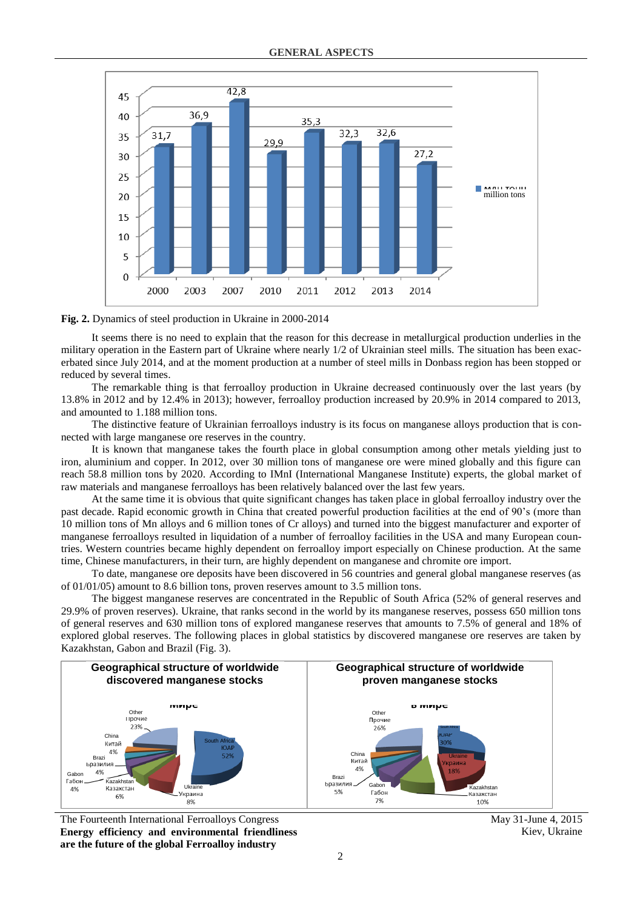Fig. 2. Dynamics of steel production in Ukraine in 2000-2014

It seems there is no need to explain that the reason for this decrease in metallurgical production underlies in the military operation in the Eastern part of Ukraine where nearly 1/2 of Ukrainian steel mills. The situation has been exacerbated since July 2014, and at the moment production at a number of steel mills in Donbass region has been stopped or reduced by several times.

The remarkable thing is that ferroalloy production in Ukraine decreased continuously over the last years (by 13.8% in 2012 and by 12.4% in 2013); however, ferroalloy production increased by 20.9% in 2014 compared to 2013, and amounted to 1.188 million tons.

The distinctive feature of Ukrainian ferroalloys industry is its focus on manganese alloys production that is connected with large manganese ore reserves in the country.

It is known that manganese takes the fourth place in global consumption among other metals yielding just to iron, aluminium and copper. In 2012, over 30 million tons of manganese ore were mined globally and this figure can reach 58.8 million tons by 2020. According to IMnI (International Manganese Institute) experts, the global market of raw materials and manganese ferroalloys has been relatively balanced over the last few years.

At the same time it is obvious that quite significant changes has taken place in global ferroalloy industry over the past decade. Rapid economic growth in China that created powerful production facilities at the end of 90's (more than 10 million tons of Mn alloys and 6 million tones of Cr alloys) and turned into the biggest manufacturer and exporter of manganese ferroalloys resulted in liquidation of a number of ferroalloy facilities in the USA and many European countries. Western countries became highly dependent on ferroalloy import especially on Chinese production. At the same time, Chinese manufacturers, in their turn, are highly dependent on manganese and chromite ore import.

To date, manganese ore deposits have been discovered in 56 countries and general global manganese reserves (as of 01/01/05) amount to 8.6 billion tons, proven reserves amount to 3.5 million tons.

The biggest manganese reserves are concentrated in the Republic of South Africa (52% of general reserves and 29.9% of proven reserves). Ukraine, that ranks second in the world by its manganese reserves, possess 650 million tons of general reserves and 630 million tons of explored manganese reserves that amounts to 7.5% of general and 18% of explored global reserves. The following places in global statistics by discovered manganese ore reserves are taken by Kazakhstan, Gabon and Brazil (Fig. 3).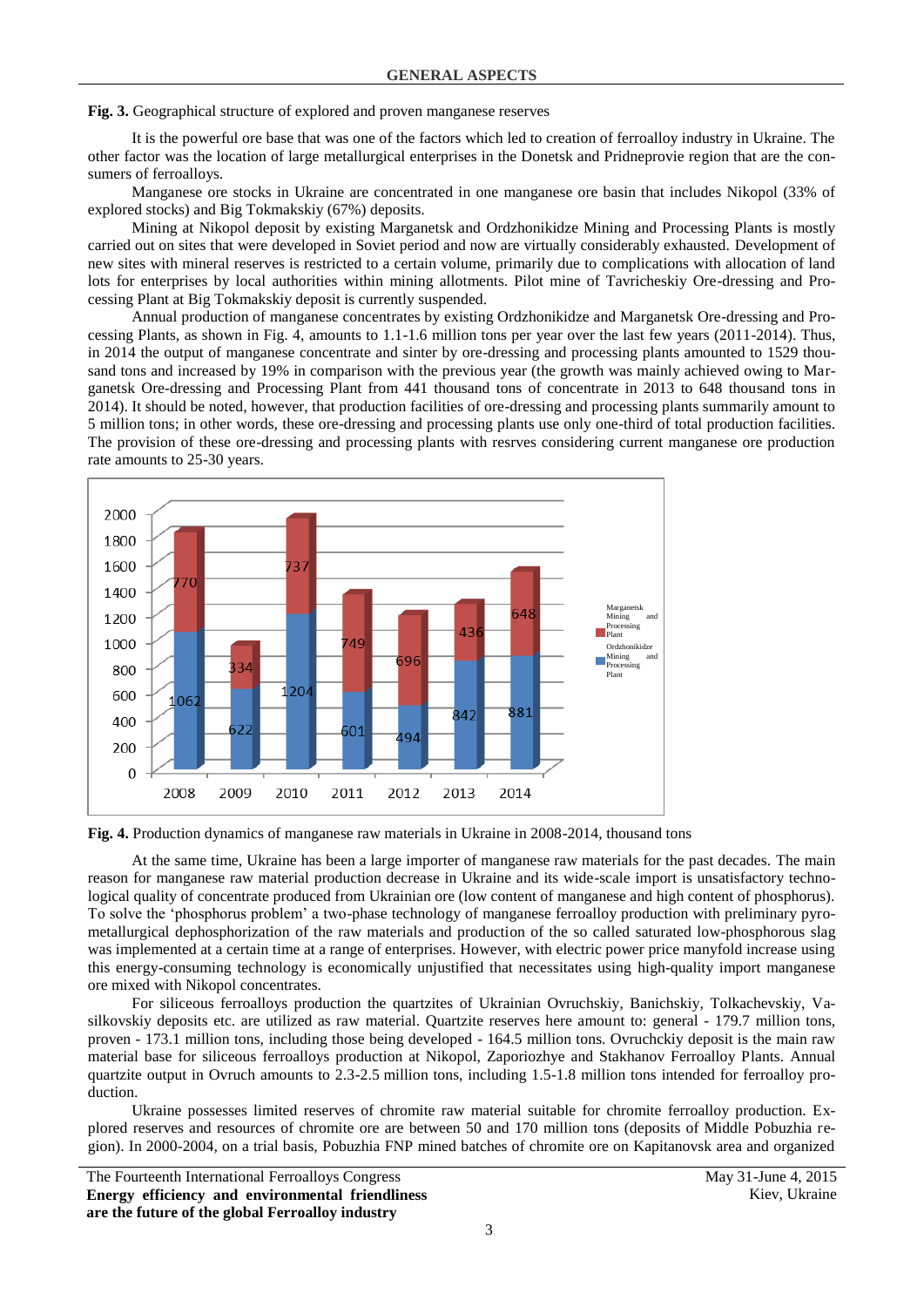**Fig. 3.** Geographical structure of explored and proven manganese reserves

It is the powerful ore base that was one of the factors which led to creation of ferroalloy industry in Ukraine. The other factor was the location of large metallurgical enterprises in the Donetsk and Pridneprovie region that are the consumers of ferroalloys.

Manganese ore stocks in Ukraine are concentrated in one manganese ore basin that includes Nikopol (33% of explored stocks) and Big Tokmakskiy (67%) deposits.

Mining at Nikopol deposit by existing Marganetsk and Ordzhonikidze Mining and Processing Plants is mostly carried out on sites that were developed in Soviet period and now are virtually considerably exhausted. Development of new sites with mineral reserves is restricted to a certain volume, primarily due to complications with allocation of land lots for enterprises by local authorities within mining allotments. Pilot mine of Tavricheskiy Ore-dressing and Processing Plant at Big Tokmakskiy deposit is currently suspended.

Annual production of manganese concentrates by existing Ordzhonikidze and Marganetsk Ore-dressing and Processing Plants, as shown in Fig. 4, amounts to 1.1-1.6 million tons per year over the last few years (2011-2014). Thus, in 2014 the output of manganese concentrate and sinter by ore-dressing and processing plants amounted to 1529 thousand tons and increased by 19% in comparison with the previous year (the growth was mainly achieved owing to Marganetsk Ore-dressing and Processing Plant from 441 thousand tons of concentrate in 2013 to 648 thousand tons in 2014). It should be noted, however, that production facilities of ore-dressing and processing plants summarily amount to 5 million tons; in other words, these ore-dressing and processing plants use only one-third of total production facilities. The provision of these ore-dressing and processing plants with resrves considering current manganese ore production rate amounts to 25-30 years.

| Year | Ordzhonikidze Mining and Processing Plant | Marganetsk Mining and Processing Plant |
|---|---|---|
| 2008 | 1062 | 770 |
| 2009 | 622 | 334 |
| 2010 | 1204 | 737 |
| 2011 | 601 | 749 |
| 2012 | 494 | 696 |
| 2013 | 842 | 436 |
| 2014 | 881 | 648 |

**Fig. 4.** Production dynamics of manganese raw materials in Ukraine in 2008-2014, thousand tons

At the same time, Ukraine has been a large importer of manganese raw materials for the past decades. The main reason for manganese raw material production decrease in Ukraine and its wide-scale import is unsatisfactory technological quality of concentrate produced from Ukrainian ore (low content of manganese and high content of phosphorus). To solve the 'phosphorus problem' a two-phase technology of manganese ferroalloy production with preliminary pyrometallurgical dephosphorization of the raw materials and production of the so called saturated low-phosphorous slag was implemented at a certain time at a range of enterprises. However, with electric power price manyfold increase using this energy-consuming technology is economically unjustified that necessitates using high-quality import manganese ore mixed with Nikopol concentrates.

For siliceous ferroalloys production the quartzites of Ukrainian Ovruchskiy, Banichskiy, Tolkachevskiy, Vasilkovskiy deposits etc. are utilized as raw material. Quartzite reserves here amount to: general - 179.7 million tons, proven - 173.1 million tons, including those being developed - 164.5 million tons. Ovruchckiy deposit is the main raw material base for siliceous ferroalloys production at Nikopol, Zaporiozhye and Stakhanov Ferroalloy Plants. Annual quartzite output in Ovruch amounts to 2.3-2.5 million tons, including 1.5-1.8 million tons intended for ferroalloy production.

Ukraine possesses limited reserves of chromite raw material suitable for chromite ferroalloy production. Explored reserves and resources of chromite ore are between 50 and 170 million tons (deposits of Middle Pobuzhia region). In 2000-2004, on a trial basis, Pobuzhia FNP mined batches of chromite ore on Kapitanovsk area and organized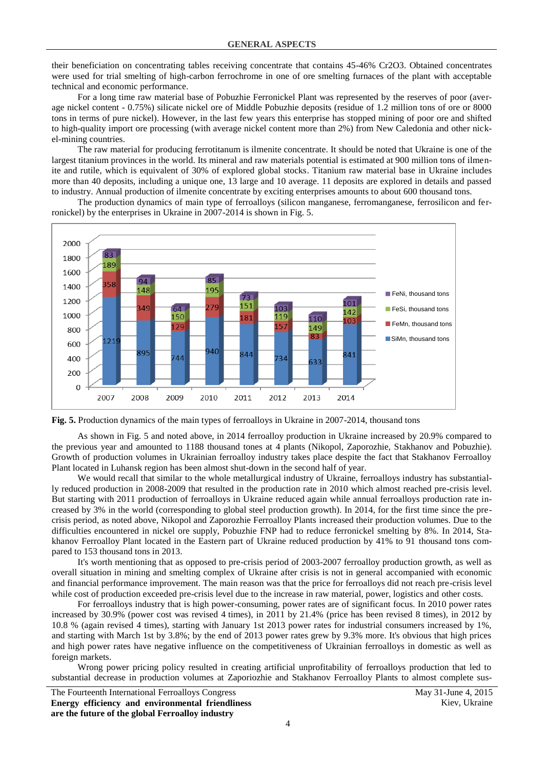their beneficiation on concentrating tables receiving concentrate that contains 45-46% $Cr_2O_3$. Obtained concentrates were used for trial smelting of high-carbon ferrochrome in one of ore smelting furnaces of the plant with acceptable technical and economic performance.

For a long time raw material base of Pobuzhie Ferronickel Plant was represented by the reserves of poor (average nickel content - 0.75%) silicate nickel ore of Middle Pobuzhie deposits (residue of 1.2 million tons of ore or 8000 tons in terms of pure nickel). However, in the last few years this enterprise has stopped mining of poor ore and shifted to high-quality import ore processing (with average nickel content more than 2%) from New Caledonia and other nickel-mining countries.

The raw material for producing ferrotitanum is ilmenite concentrate. It should be noted that Ukraine is one of the largest titanium provinces in the world. Its mineral and raw materials potential is estimated at 900 million tons of ilmenite and rutile, which is equivalent of 30% of explored global stocks. Titanium raw material base in Ukraine includes more than 40 deposits, including a unique one, 13 large and 10 average. 11 deposits are explored in details and passed to industry. Annual production of ilmenite concentrate by exciting enterprises amounts to about 600 thousand tons.

The production dynamics of main type of ferroalloys (silicon manganese, ferromanganese, ferrosilicon and ferronickel) by the enterprises in Ukraine in 2007-2014 is shown in Fig. 5.

| Year | SiMn, thousand tons | FeMn, thousand tons | FeSi, thousand tons | FeNi, thousand tons |
|---|---|---|---|---|
| 2007 | 1219 | 358 | 189 | 83 |
| 2008 | 895 | 349 | 148 | 94 |
| 2009 | 744 | 129 | 150 | 64 |
| 2010 | 940 | 279 | 195 | 85 |
| 2011 | 844 | 181 | 151 | 73 |
| 2012 | 734 | 157 | 119 | 103 |
| 2013 | 633 | 83 | 149 | 110 |
| 2014 | 841 | 103 | 142 | 101 |

**Fig. 5.** Production dynamics of the main types of ferroalloys in Ukraine in 2007-2014, thousand tons

As shown in Fig. 5 and noted above, in 2014 ferroalloy production in Ukraine increased by 20.9% compared to the previous year and amounted to 1188 thousand tones at 4 plants (Nikopol, Zaporozhie, Stakhanov and Pobuzhie). Growth of production volumes in Ukrainian ferroalloy industry takes place despite the fact that Stakhanov Ferroalloy Plant located in Luhansk region has been almost shut-down in the second half of year.

We would recall that similar to the whole metallurgical industry of Ukraine, ferroalloys industry has substantially reduced production in 2008-2009 that resulted in the production rate in 2010 which almost reached pre-crisis level. But starting with 2011 production of ferroalloys in Ukraine reduced again while annual ferroalloys production rate increased by 3% in the world (corresponding to global steel production growth). In 2014, for the first time since the pre-crisis period, as noted above, Nikopol and Zaporozhie Ferroalloy Plants increased their production volumes. Due to the difficulties encountered in nickel ore supply, Pobuzhie FNP had to reduce ferronickel smelting by 8%. In 2014, Stakhanov Ferroalloy Plant located in the Eastern part of Ukraine reduced production by 41% to 91 thousand tons compared to 153 thousand tons in 2013.

It's worth mentioning that as opposed to pre-crisis period of 2003-2007 ferroalloy production growth, as well as overall situation in mining and smelting complex of Ukraine after crisis is not in general accompanied with economic and financial performance improvement. The main reason was that the price for ferroalloys did not reach pre-crisis level while cost of production exceeded pre-crisis level due to the increase in raw material, power, logistics and other costs.

For ferroalloys industry that is high power-consuming, power rates are of significant focus. In 2010 power rates increased by 30.9% (power cost was revised 4 times), in 2011 by 21.4% (price has been revised 8 times), in 2012 by 10.8 % (again revised 4 times), starting with January 1st 2013 power rates for industrial consumers increased by 1%, and starting with March 1st by 3.8%; by the end of 2013 power rates grew by 9.3% more. It's obvious that high prices and high power rates have negative influence on the competitiveness of Ukrainian ferroalloys in domestic as well as foreign markets.

Wrong power pricing policy resulted in creating artificial unprofitability of ferroalloys production that led to substantial decrease in production volumes at Zaporiozhie and Stakhanov Ferroalloy Plants to almost complete sus-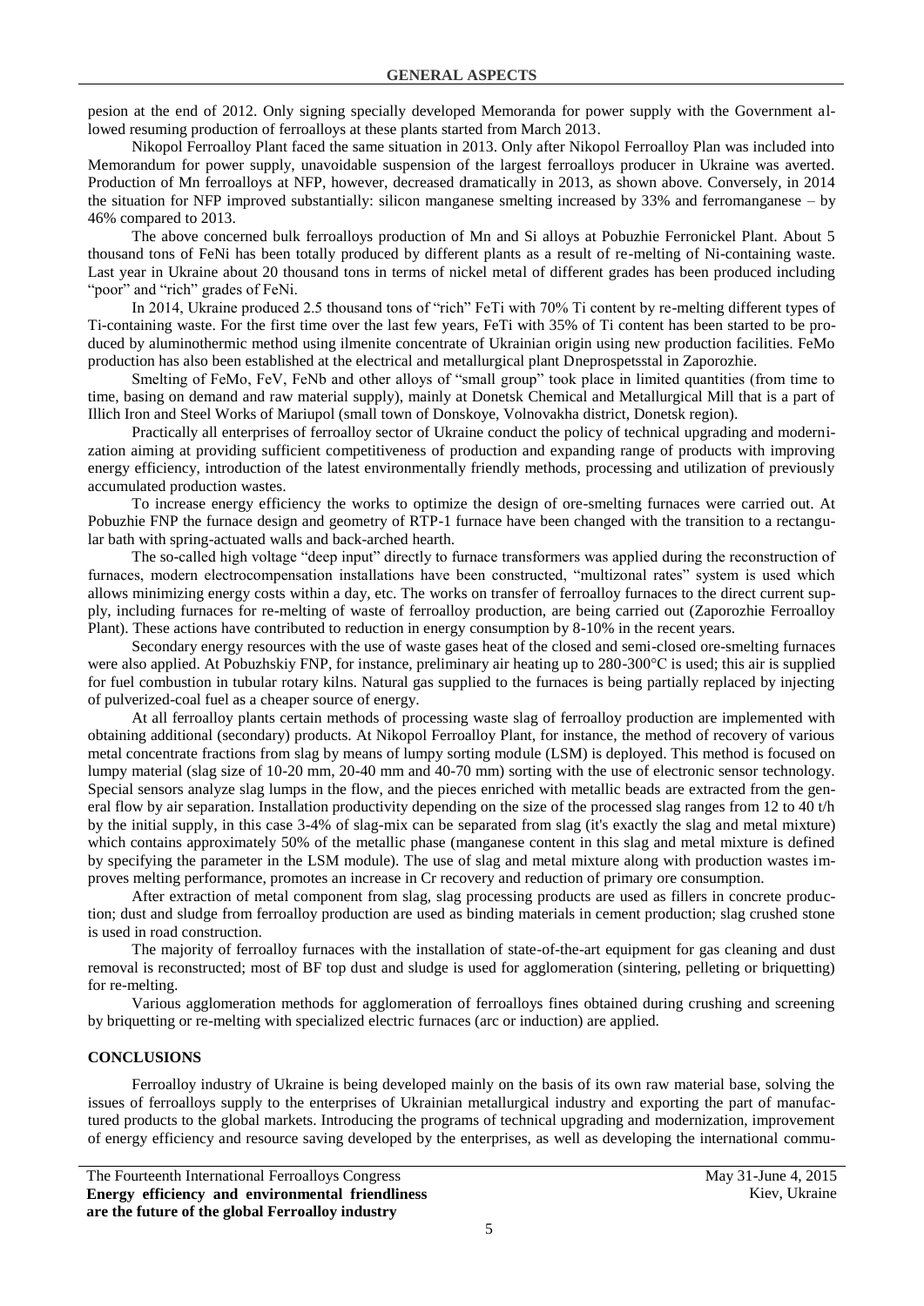pesion at the end of 2012. Only signing specially developed Memoranda for power supply with the Government allowed resuming production of ferroalloys at these plants started from March 2013.

Nikopol Ferroalloy Plant faced the same situation in 2013. Only after Nikopol Ferroalloy Plan was included into Memorandum for power supply, unavoidable suspension of the largest ferroalloys producer in Ukraine was averted. Production of Mn ferroalloys at NFP, however, decreased dramatically in 2013, as shown above. Conversely, in 2014 the situation for NFP improved substantially: silicon manganese smelting increased by 33% and ferromanganese – by 46% compared to 2013.

The above concerned bulk ferroalloys production of Mn and Si alloys at Pobuzhie Ferronickel Plant. About 5 thousand tons of FeNi has been totally produced by different plants as a result of re-melting of Ni-containing waste. Last year in Ukraine about 20 thousand tons in terms of nickel metal of different grades has been produced including "poor" and "rich" grades of FeNi.

In 2014, Ukraine produced 2.5 thousand tons of "rich" FeTi with 70% Ti content by re-melting different types of Ti-containing waste. For the first time over the last few years, FeTi with 35% of Ti content has been started to be produced by aluminothermic method using ilmenite concentrate of Ukrainian origin using new production facilities. FeMo production has also been established at the electrical and metallurgical plant Dneprospetsstal in Zaporozhie.

Smelting of FeMo, FeV, FeNb and other alloys of "small group" took place in limited quantities (from time to time, basing on demand and raw material supply), mainly at Donetsk Chemical and Metallurgical Mill that is a part of Illich Iron and Steel Works of Mariupol (small town of Donskoye, Volnovakha district, Donetsk region).

Practically all enterprises of ferroalloy sector of Ukraine conduct the policy of technical upgrading and modernization aiming at providing sufficient competitiveness of production and expanding range of products with improving energy efficiency, introduction of the latest environmentally friendly methods, processing and utilization of previously accumulated production wastes.

To increase energy efficiency the works to optimize the design of ore-smelting furnaces were carried out. At Pobuzhie FNP the furnace design and geometry of RTP-1 furnace have been changed with the transition to a rectangular bath with spring-actuated walls and back-arched hearth.

The so-called high voltage "deep input" directly to furnace transformers was applied during the reconstruction of furnaces, modern electrocompensation installations have been constructed, "multizonal rates" system is used which allows minimizing energy costs within a day, etc. The works on transfer of ferroalloy furnaces to the direct current supply, including furnaces for re-melting of waste of ferroalloy production, are being carried out (Zaporozhie Ferroalloy Plant). These actions have contributed to reduction in energy consumption by 8-10% in the recent years.

Secondary energy resources with the use of waste gases heat of the closed and semi-closed ore-smelting furnaces were also applied. At Pobuzhskiy FNP, for instance, preliminary air heating up to 280-300°C is used; this air is supplied for fuel combustion in tubular rotary kilns. Natural gas supplied to the furnaces is being partially replaced by injecting of pulverized-coal fuel as a cheaper source of energy.

At all ferroalloy plants certain methods of processing waste slag of ferroalloy production are implemented with obtaining additional (secondary) products. At Nikopol Ferroalloy Plant, for instance, the method of recovery of various metal concentrate fractions from slag by means of lumpy sorting module (LSM) is deployed. This method is focused on lumpy material (slag size of 10-20 mm, 20-40 mm and 40-70 mm) sorting with the use of electronic sensor technology. Special sensors analyze slag lumps in the flow, and the pieces enriched with metallic beads are extracted from the general flow by air separation. Installation productivity depending on the size of the processed slag ranges from 12 to 40 t/h by the initial supply, in this case 3-4% of slag-mix can be separated from slag (it's exactly the slag and metal mixture) which contains approximately 50% of the metallic phase (manganese content in this slag and metal mixture is defined by specifying the parameter in the LSM module). The use of slag and metal mixture along with production wastes improves melting performance, promotes an increase in Cr recovery and reduction of primary ore consumption.

After extraction of metal component from slag, slag processing products are used as fillers in concrete production; dust and sludge from ferroalloy production are used as binding materials in cement production; slag crushed stone is used in road construction.

The majority of ferroalloy furnaces with the installation of state-of-the-art equipment for gas cleaning and dust removal is reconstructed; most of BF top dust and sludge is used for agglomeration (sintering, pelleting or briquetting) for re-melting.

Various agglomeration methods for agglomeration of ferroalloys fines obtained during crushing and screening by briquetting or re-melting with specialized electric furnaces (arc or induction) are applied.

## CONCLUSIONS

Ferroalloy industry of Ukraine is being developed mainly on the basis of its own raw material base, solving the issues of ferroalloys supply to the enterprises of Ukrainian metallurgical industry and exporting the part of manufactured products to the global markets. Introducing the programs of technical upgrading and modernization, improvement of energy efficiency and resource saving developed by the enterprises, as well as developing the international commu-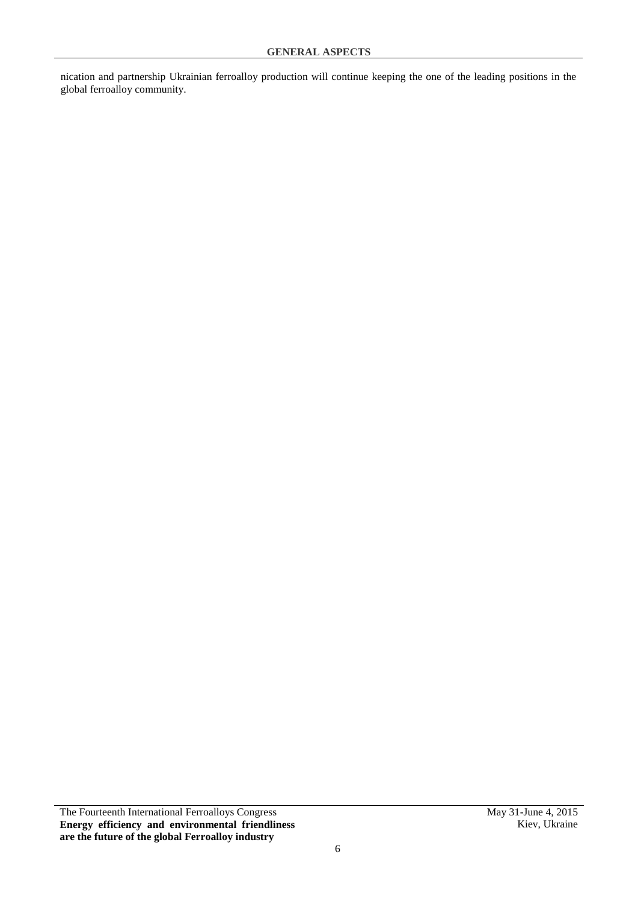nication and partnership Ukrainian ferroalloy production will continue keeping the one of the leading positions in the global ferroalloy community.